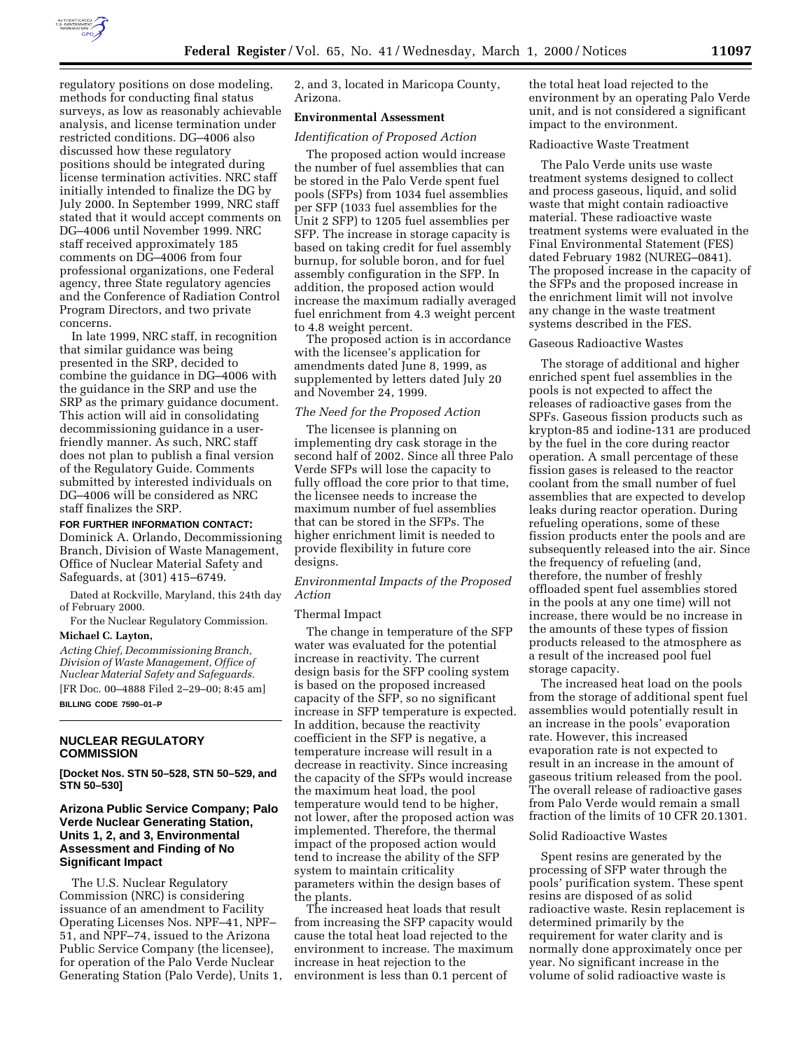regulatory positions on dose modeling, methods for conducting final status surveys, as low as reasonably achievable analysis, and license termination under restricted conditions. DG–4006 also discussed how these regulatory positions should be integrated during license termination activities. NRC staff initially intended to finalize the DG by July 2000. In September 1999, NRC staff stated that it would accept comments on DG–4006 until November 1999. NRC staff received approximately 185 comments on DG–4006 from four professional organizations, one Federal agency, three State regulatory agencies and the Conference of Radiation Control Program Directors, and two private concerns.

In late 1999, NRC staff, in recognition that similar guidance was being presented in the SRP, decided to combine the guidance in DG–4006 with the guidance in the SRP and use the SRP as the primary guidance document. This action will aid in consolidating decommissioning guidance in a user-friendly manner. As such, NRC staff does not plan to publish a final version of the Regulatory Guide. Comments submitted by interested individuals on DG–4006 will be considered as NRC staff finalizes the SRP.

**FOR FURTHER INFORMATION CONTACT:** Dominick A. Orlando, Decommissioning Branch, Division of Waste Management, Office of Nuclear Material Safety and Safeguards, at (301) 415–6749.

Dated at Rockville, Maryland, this 24th day of February 2000.

For the Nuclear Regulatory Commission.

**Michael C. Layton,**

*Acting Chief, Decommissioning Branch, Division of Waste Management, Office of Nuclear Material Safety and Safeguards.*

[FR Doc. 00–4888 Filed 2–29–00; 8:45 am]

**BILLING CODE 7590–01–P**

## NUCLEAR REGULATORY COMMISSION

**[Docket Nos. STN 50–528, STN 50–529, and STN 50–530]**

## Arizona Public Service Company; Palo Verde Nuclear Generating Station, Units 1, 2, and 3, Environmental Assessment and Finding of No Significant Impact

The U.S. Nuclear Regulatory Commission (NRC) is considering issuance of an amendment to Facility Operating Licenses Nos. NPF–41, NPF–51, and NPF–74, issued to the Arizona Public Service Company (the licensee), for operation of the Palo Verde Nuclear Generating Station (Palo Verde), Units 1, 2, and 3, located in Maricopa County, Arizona.

### Environmental Assessment

*Identification of Proposed Action*

The proposed action would increase the number of fuel assemblies that can be stored in the Palo Verde spent fuel pools (SFPs) from 1034 fuel assemblies per SFP (1033 fuel assemblies for the Unit 2 SFP) to 1205 fuel assemblies per SFP. The increase in storage capacity is based on taking credit for fuel assembly burnup, for soluble boron, and for fuel assembly configuration in the SFP. In addition, the proposed action would increase the maximum radially averaged fuel enrichment from 4.3 weight percent to 4.8 weight percent.

The proposed action is in accordance with the licensee's application for amendments dated June 8, 1999, as supplemented by letters dated July 20 and November 24, 1999.

*The Need for the Proposed Action*

The licensee is planning on implementing dry cask storage in the second half of 2002. Since all three Palo Verde SFPs will lose the capacity to fully offload the core prior to that time, the licensee needs to increase the maximum number of fuel assemblies that can be stored in the SFPs. The higher enrichment limit is needed to provide flexibility in future core designs.

*Environmental Impacts of the Proposed Action*

Thermal Impact

The change in temperature of the SFP water was evaluated for the potential increase in reactivity. The current design basis for the SFP cooling system is based on the proposed increased capacity of the SFP, so no significant increase in SFP temperature is expected. In addition, because the reactivity coefficient in the SFP is negative, a temperature increase will result in a decrease in reactivity. Since increasing the capacity of the SFPs would increase the maximum heat load, the pool temperature would tend to be higher, not lower, after the proposed action was implemented. Therefore, the thermal impact of the proposed action would tend to increase the ability of the SFP system to maintain criticality parameters within the design bases of the plants.

The increased heat loads that result from increasing the SFP capacity would cause the total heat load rejected to the environment to increase. The maximum increase in heat rejection to the environment is less than 0.1 percent of the total heat load rejected to the environment by an operating Palo Verde unit, and is not considered a significant impact to the environment.

Radioactive Waste Treatment

The Palo Verde units use waste treatment systems designed to collect and process gaseous, liquid, and solid waste that might contain radioactive material. These radioactive waste treatment systems were evaluated in the Final Environmental Statement (FES) dated February 1982 (NUREG–0841). The proposed increase in the capacity of the SFPs and the proposed increase in the enrichment limit will not involve any change in the waste treatment systems described in the FES.

Gaseous Radioactive Wastes

The storage of additional and higher enriched spent fuel assemblies in the pools is not expected to affect the releases of radioactive gases from the SFPs. Gaseous fission products such as krypton-85 and iodine-131 are produced by the fuel in the core during reactor operation. A small percentage of these fission gases is released to the reactor coolant from the small number of fuel assemblies that are expected to develop leaks during reactor operation. During refueling operations, some of these fission products enter the pools and are subsequently released into the air. Since the frequency of refueling (and, therefore, the number of freshly offloaded spent fuel assemblies stored in the pools at any one time) will not increase, there would be no increase in the amounts of these types of fission products released to the atmosphere as a result of the increased pool fuel storage capacity.

The increased heat load on the pools from the storage of additional spent fuel assemblies would potentially result in an increase in the pools' evaporation rate. However, this increased evaporation rate is not expected to result in an increase in the amount of gaseous tritium released from the pool. The overall release of radioactive gases from Palo Verde would remain a small fraction of the limits of 10 CFR 20.1301.

Solid Radioactive Wastes

Spent resins are generated by the processing of SFP water through the pools' purification system. These spent resins are disposed of as solid radioactive waste. Resin replacement is determined primarily by the requirement for water clarity and is normally done approximately once per year. No significant increase in the volume of solid radioactive waste is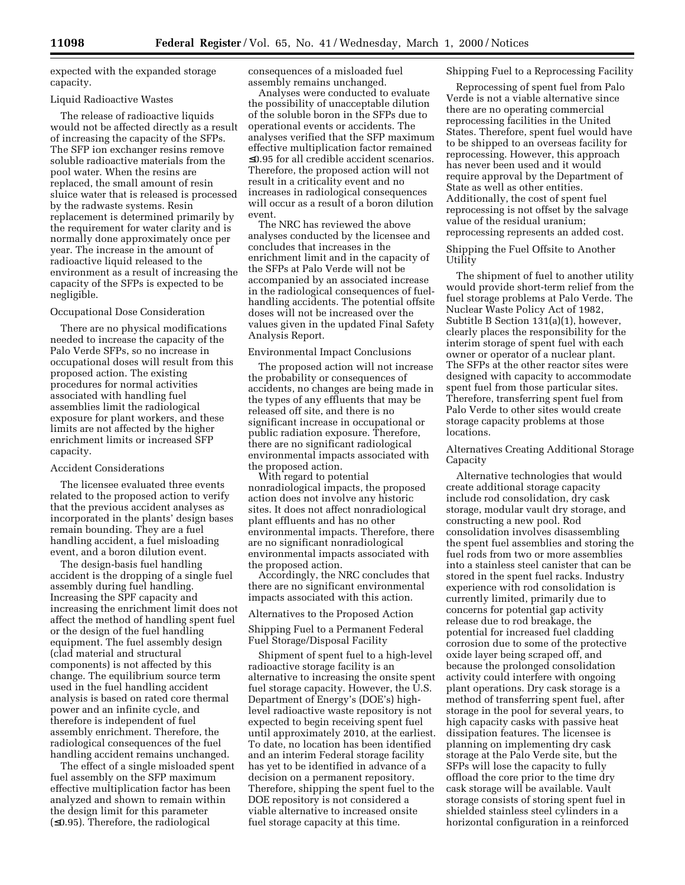expected with the expanded storage capacity.

### Liquid Radioactive Wastes

The release of radioactive liquids would not be affected directly as a result of increasing the capacity of the SFPs. The SFP ion exchanger resins remove soluble radioactive materials from the pool water. When the resins are replaced, the small amount of resin sluice water that is released is processed by the radwaste systems. Resin replacement is determined primarily by the requirement for water clarity and is normally done approximately once per year. The increase in the amount of radioactive liquid released to the environment as a result of increasing the capacity of the SFPs is expected to be negligible.

### Occupational Dose Consideration

There are no physical modifications needed to increase the capacity of the Palo Verde SFPs, so no increase in occupational doses will result from this proposed action. The existing procedures for normal activities associated with handling fuel assemblies limit the radiological exposure for plant workers, and these limits are not affected by the higher enrichment limits or increased SFP capacity.

### Accident Considerations

The licensee evaluated three events related to the proposed action to verify that the previous accident analyses as incorporated in the plants' design bases remain bounding. They are a fuel handling accident, a fuel misloading event, and a boron dilution event.

The design-basis fuel handling accident is the dropping of a single fuel assembly during fuel handling. Increasing the SPF capacity and increasing the enrichment limit does not affect the method of handling spent fuel or the design of the fuel handling equipment. The fuel assembly design (clad material and structural components) is not affected by this change. The equilibrium source term used in the fuel handling accident analysis is based on rated core thermal power and an infinite cycle, and therefore is independent of fuel assembly enrichment. Therefore, the radiological consequences of the fuel handling accident remains unchanged.

The effect of a single misloaded spent fuel assembly on the SFP maximum effective multiplication factor has been analyzed and shown to remain within the design limit for this parameter (≤0.95). Therefore, the radiological consequences of a misloaded fuel assembly remains unchanged.

Analyses were conducted to evaluate the possibility of unacceptable dilution of the soluble boron in the SFPs due to operational events or accidents. The analyses verified that the SFP maximum effective multiplication factor remained ≤0.95 for all credible accident scenarios. Therefore, the proposed action will not result in a criticality event and no increases in radiological consequences will occur as a result of a boron dilution event.

The NRC has reviewed the above analyses conducted by the licensee and concludes that increases in the enrichment limit and in the capacity of the SFPs at Palo Verde will not be accompanied by an associated increase in the radiological consequences of fuel-handling accidents. The potential offsite doses will not be increased over the values given in the updated Final Safety Analysis Report.

### Environmental Impact Conclusions

The proposed action will not increase the probability or consequences of accidents, no changes are being made in the types of any effluents that may be released off site, and there is no significant increase in occupational or public radiation exposure. Therefore, there are no significant radiological environmental impacts associated with the proposed action.

With regard to potential nonradiological impacts, the proposed action does not involve any historic sites. It does not affect nonradiological plant effluents and has no other environmental impacts. Therefore, there are no significant nonradiological environmental impacts associated with the proposed action.

Accordingly, the NRC concludes that there are no significant environmental impacts associated with this action.

## Alternatives to the Proposed Action

### Shipping Fuel to a Permanent Federal Fuel Storage/Disposal Facility

Shipment of spent fuel to a high-level radioactive storage facility is an alternative to increasing the onsite spent fuel storage capacity. However, the U.S. Department of Energy's (DOE's) high-level radioactive waste repository is not expected to begin receiving spent fuel until approximately 2010, at the earliest. To date, no location has been identified and an interim Federal storage facility has yet to be identified in advance of a decision on a permanent repository. Therefore, shipping the spent fuel to the DOE repository is not considered a viable alternative to increased onsite fuel storage capacity at this time.

### Shipping Fuel to a Reprocessing Facility

Reprocessing of spent fuel from Palo Verde is not a viable alternative since there are no operating commercial reprocessing facilities in the United States. Therefore, spent fuel would have to be shipped to an overseas facility for reprocessing. However, this approach has never been used and it would require approval by the Department of State as well as other entities. Additionally, the cost of spent fuel reprocessing is not offset by the salvage value of the residual uranium; reprocessing represents an added cost.

### Shipping the Fuel Offsite to Another Utility

The shipment of fuel to another utility would provide short-term relief from the fuel storage problems at Palo Verde. The Nuclear Waste Policy Act of 1982, Subtitle B Section 131(a)(1), however, clearly places the responsibility for the interim storage of spent fuel with each owner or operator of a nuclear plant. The SFPs at the other reactor sites were designed with capacity to accommodate spent fuel from those particular sites. Therefore, transferring spent fuel from Palo Verde to other sites would create storage capacity problems at those locations.

### Alternatives Creating Additional Storage Capacity

Alternative technologies that would create additional storage capacity include rod consolidation, dry cask storage, modular vault dry storage, and constructing a new pool. Rod consolidation involves disassembling the spent fuel assemblies and storing the fuel rods from two or more assemblies into a stainless steel canister that can be stored in the spent fuel racks. Industry experience with rod consolidation is currently limited, primarily due to concerns for potential gap activity release due to rod breakage, the potential for increased fuel cladding corrosion due to some of the protective oxide layer being scraped off, and because the prolonged consolidation activity could interfere with ongoing plant operations. Dry cask storage is a method of transferring spent fuel, after storage in the pool for several years, to high capacity casks with passive heat dissipation features. The licensee is planning on implementing dry cask storage at the Palo Verde site, but the SFPs will lose the capacity to fully offload the core prior to the time dry cask storage will be available. Vault storage consists of storing spent fuel in shielded stainless steel cylinders in a horizontal configuration in a reinforced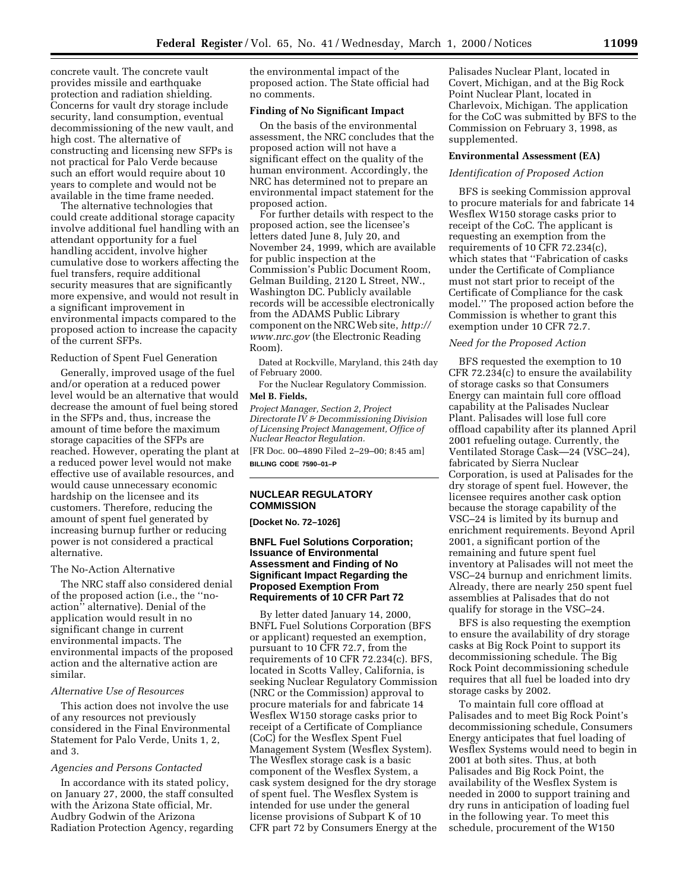concrete vault. The concrete vault provides missile and earthquake protection and radiation shielding. Concerns for vault dry storage include security, land consumption, eventual decommissioning of the new vault, and high cost. The alternative of constructing and licensing new SFPs is not practical for Palo Verde because such an effort would require about 10 years to complete and would not be available in the time frame needed.

The alternative technologies that could create additional storage capacity involve additional fuel handling with an attendant opportunity for a fuel handling accident, involve higher cumulative dose to workers affecting the fuel transfers, require additional security measures that are significantly more expensive, and would not result in a significant improvement in environmental impacts compared to the proposed action to increase the capacity of the current SFPs.

Reduction of Spent Fuel Generation

Generally, improved usage of the fuel and/or operation at a reduced power level would be an alternative that would decrease the amount of fuel being stored in the SFPs and, thus, increase the amount of time before the maximum storage capacities of the SFPs are reached. However, operating the plant at a reduced power level would not make effective use of available resources, and would cause unnecessary economic hardship on the licensee and its customers. Therefore, reducing the amount of spent fuel generated by increasing burnup further or reducing power is not considered a practical alternative.

The No-Action Alternative

The NRC staff also considered denial of the proposed action (i.e., the ''no-action'' alternative). Denial of the application would result in no significant change in current environmental impacts. The environmental impacts of the proposed action and the alternative action are similar.

*Alternative Use of Resources*

This action does not involve the use of any resources not previously considered in the Final Environmental Statement for Palo Verde, Units 1, 2, and 3.

*Agencies and Persons Contacted*

In accordance with its stated policy, on January 27, 2000, the staff consulted with the Arizona State official, Mr. Audbry Godwin of the Arizona Radiation Protection Agency, regarding the environmental impact of the proposed action. The State official had no comments.

**Finding of No Significant Impact**

On the basis of the environmental assessment, the NRC concludes that the proposed action will not have a significant effect on the quality of the human environment. Accordingly, the NRC has determined not to prepare an environmental impact statement for the proposed action.

For further details with respect to the proposed action, see the licensee's letters dated June 8, July 20, and November 24, 1999, which are available for public inspection at the Commission's Public Document Room, Gelman Building, 2120 L Street, NW., Washington DC. Publicly available records will be accessible electronically from the ADAMS Public Library component on the NRC Web site, *http://www.nrc.gov* (the Electronic Reading Room).

Dated at Rockville, Maryland, this 24th day of February 2000.

For the Nuclear Regulatory Commission.

**Mel B. Fields,**

*Project Manager, Section 2, Project Directorate IV & Decommissioning Division of Licensing Project Management, Office of Nuclear Reactor Regulation.*

[FR Doc. 00–4890 Filed 2–29–00; 8:45 am]

**BILLING CODE 7590–01–P**

---

## NUCLEAR REGULATORY COMMISSION

**[Docket No. 72–1026]**

### BNFL Fuel Solutions Corporation; Issuance of Environmental Assessment and Finding of No Significant Impact Regarding the Proposed Exemption From Requirements of 10 CFR Part 72

By letter dated January 14, 2000, BNFL Fuel Solutions Corporation (BFS or applicant) requested an exemption, pursuant to 10 CFR 72.7, from the requirements of 10 CFR 72.234(c). BFS, located in Scotts Valley, California, is seeking Nuclear Regulatory Commission (NRC or the Commission) approval to procure materials for and fabricate 14 Wesflex W150 storage casks prior to receipt of a Certificate of Compliance (CoC) for the Wesflex Spent Fuel Management System (Wesflex System). The Wesflex storage cask is a basic component of the Wesflex System, a cask system designed for the dry storage of spent fuel. The Wesflex System is intended for use under the general license provisions of Subpart K of 10 CFR part 72 by Consumers Energy at the Palisades Nuclear Plant, located in Covert, Michigan, and at the Big Rock Point Nuclear Plant, located in Charlevoix, Michigan. The application for the CoC was submitted by BFS to the Commission on February 3, 1998, as supplemented.

**Environmental Assessment (EA)**

*Identification of Proposed Action*

BFS is seeking Commission approval to procure materials for and fabricate 14 Wesflex W150 storage casks prior to receipt of the CoC. The applicant is requesting an exemption from the requirements of 10 CFR 72.234(c), which states that ''Fabrication of casks under the Certificate of Compliance must not start prior to receipt of the Certificate of Compliance for the cask model.'' The proposed action before the Commission is whether to grant this exemption under 10 CFR 72.7.

*Need for the Proposed Action*

BFS requested the exemption to 10 CFR 72.234(c) to ensure the availability of storage casks so that Consumers Energy can maintain full core offload capability at the Palisades Nuclear Plant. Palisades will lose full core offload capability after its planned April 2001 refueling outage. Currently, the Ventilated Storage Cask—24 (VSC–24), fabricated by Sierra Nuclear Corporation, is used at Palisades for the dry storage of spent fuel. However, the licensee requires another cask option because the storage capability of the VSC–24 is limited by its burnup and enrichment requirements. Beyond April 2001, a significant portion of the remaining and future spent fuel inventory at Palisades will not meet the VSC–24 burnup and enrichment limits. Already, there are nearly 250 spent fuel assemblies at Palisades that do not qualify for storage in the VSC–24.

BFS is also requesting the exemption to ensure the availability of dry storage casks at Big Rock Point to support its decommissioning schedule. The Big Rock Point decommissioning schedule requires that all fuel be loaded into dry storage casks by 2002.

To maintain full core offload at Palisades and to meet Big Rock Point's decommissioning schedule, Consumers Energy anticipates that fuel loading of Wesflex Systems would need to begin in 2001 at both sites. Thus, at both Palisades and Big Rock Point, the availability of the Wesflex System is needed in 2000 to support training and dry runs in anticipation of loading fuel in the following year. To meet this schedule, procurement of the W150